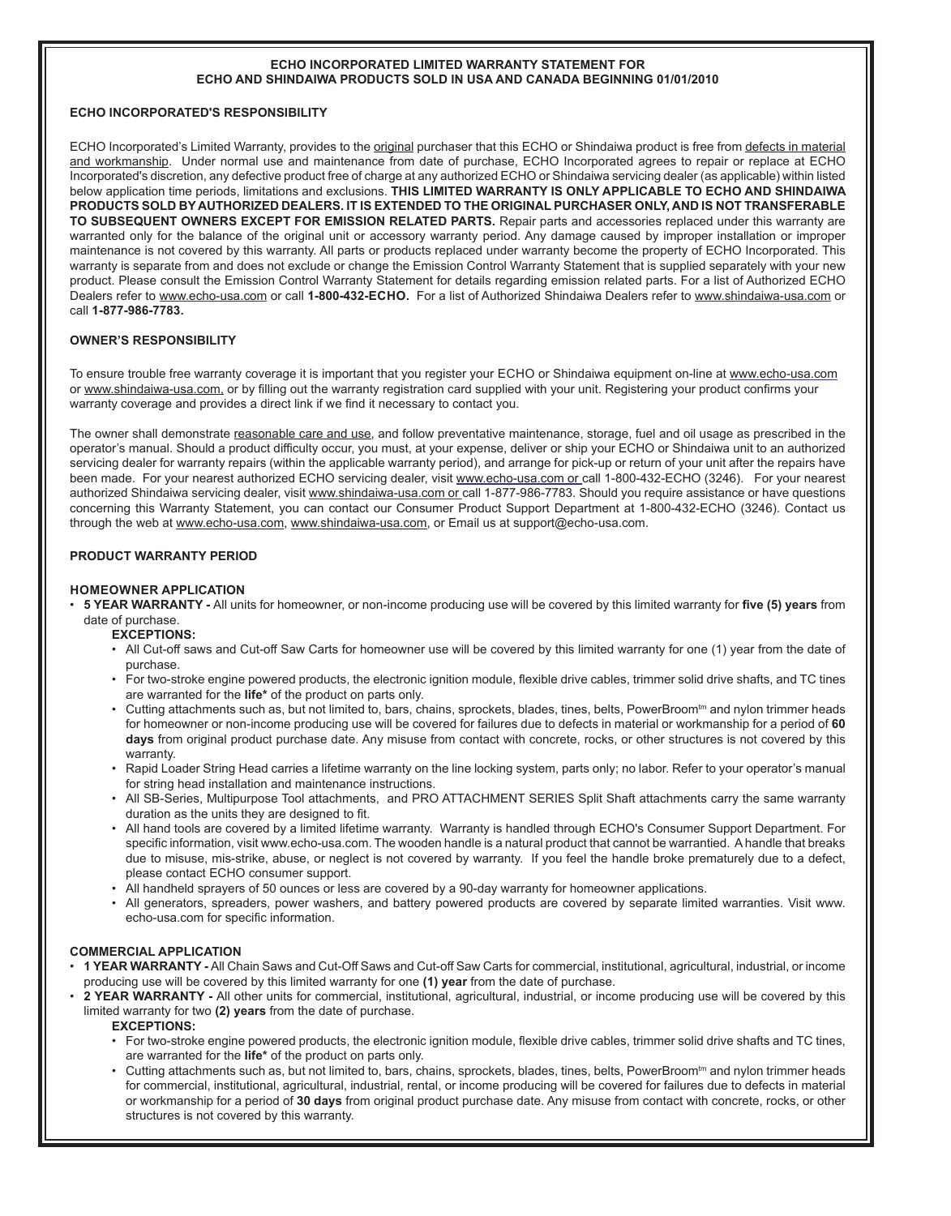# ECHO INCORPORATED LIMITED WARRANTY STATEMENT FOR ECHO AND SHINDAIWA PRODUCTS SOLD IN USA AND CANADA BEGINNING 01/01/2010

## ECHO INCORPORATED'S RESPONSIBILITY

ECHO Incorporated's Limited Warranty, provides to the original purchaser that this ECHO or Shindaiwa product is free from defects in material and workmanship. Under normal use and maintenance from date of purchase, ECHO Incorporated agrees to repair or replace at ECHO Incorporated's discretion, any defective product free of charge at any authorized ECHO or Shindaiwa servicing dealer (as applicable) within listed below application time periods, limitations and exclusions. **THIS LIMITED WARRANTY IS ONLY APPLICABLE TO ECHO AND SHINDAIWA PRODUCTS SOLD BY AUTHORIZED DEALERS. IT IS EXTENDED TO THE ORIGINAL PURCHASER ONLY, AND IS NOT TRANSFERABLE TO SUBSEQUENT OWNERS EXCEPT FOR EMISSION RELATED PARTS.** Repair parts and accessories replaced under this warranty are warranted only for the balance of the original unit or accessory warranty period. Any damage caused by improper installation or improper maintenance is not covered by this warranty. All parts or products replaced under warranty become the property of ECHO Incorporated. This warranty is separate from and does not exclude or change the Emission Control Warranty Statement that is supplied separately with your new product. Please consult the Emission Control Warranty Statement for details regarding emission related parts. For a list of Authorized ECHO Dealers refer to www.echo-usa.com or call **1-800-432-ECHO.** For a list of Authorized Shindaiwa Dealers refer to www.shindaiwa-usa.com or call **1-877-986-7783.**

## OWNER'S RESPONSIBILITY

To ensure trouble free warranty coverage it is important that you register your ECHO or Shindaiwa equipment on-line at www.echo-usa.com or www.shindaiwa-usa.com, or by filling out the warranty registration card supplied with your unit. Registering your product confirms your warranty coverage and provides a direct link if we find it necessary to contact you.

The owner shall demonstrate reasonable care and use, and follow preventative maintenance, storage, fuel and oil usage as prescribed in the operator's manual. Should a product difficulty occur, you must, at your expense, deliver or ship your ECHO or Shindaiwa unit to an authorized servicing dealer for warranty repairs (within the applicable warranty period), and arrange for pick-up or return of your unit after the repairs have been made. For your nearest authorized ECHO servicing dealer, visit www.echo-usa.com or call 1-800-432-ECHO (3246). For your nearest authorized Shindaiwa servicing dealer, visit www.shindaiwa-usa.com or call 1-877-986-7783. Should you require assistance or have questions concerning this Warranty Statement, you can contact our Consumer Product Support Department at 1-800-432-ECHO (3246). Contact us through the web at www.echo-usa.com, www.shindaiwa-usa.com, or Email us at support@echo-usa.com.

## PRODUCT WARRANTY PERIOD

### HOMEOWNER APPLICATION

- **5 YEAR WARRANTY -** All units for homeowner, or non-income producing use will be covered by this limited warranty for **five (5) years** from date of purchase.
  
  **EXCEPTIONS:**
  - All Cut-off saws and Cut-off Saw Carts for homeowner use will be covered by this limited warranty for one (1) year from the date of purchase.
  - For two-stroke engine powered products, the electronic ignition module, flexible drive cables, trimmer solid drive shafts, and TC tines are warranted for the **life\*** of the product on parts only.
  - Cutting attachments such as, but not limited to, bars, chains, sprockets, blades, tines, belts, PowerBroom™ and nylon trimmer heads for homeowner or non-income producing use will be covered for failures due to defects in material or workmanship for a period of **60 days** from original product purchase date. Any misuse from contact with concrete, rocks, or other structures is not covered by this warranty.
  - Rapid Loader String Head carries a lifetime warranty on the line locking system, parts only; no labor. Refer to your operator's manual for string head installation and maintenance instructions.
  - All SB-Series, Multipurpose Tool attachments, and PRO ATTACHMENT SERIES Split Shaft attachments carry the same warranty duration as the units they are designed to fit.
  - All hand tools are covered by a limited lifetime warranty. Warranty is handled through ECHO's Consumer Support Department. For specific information, visit www.echo-usa.com. The wooden handle is a natural product that cannot be warrantied. A handle that breaks due to misuse, mis-strike, abuse, or neglect is not covered by warranty. If you feel the handle broke prematurely due to a defect, please contact ECHO consumer support.
  - All handheld sprayers of 50 ounces or less are covered by a 90-day warranty for homeowner applications.
  - All generators, spreaders, power washers, and battery powered products are covered by separate limited warranties. Visit www.echo-usa.com for specific information.

### COMMERCIAL APPLICATION

- **1 YEAR WARRANTY -** All Chain Saws and Cut-Off Saws and Cut-off Saw Carts for commercial, institutional, agricultural, industrial, or income producing use will be covered by this limited warranty for one **(1) year** from the date of purchase.
- **2 YEAR WARRANTY -** All other units for commercial, institutional, agricultural, industrial, or income producing use will be covered by this limited warranty for two **(2) years** from the date of purchase.
  
  **EXCEPTIONS:**
  - For two-stroke engine powered products, the electronic ignition module, flexible drive cables, trimmer solid drive shafts and TC tines, are warranted for the **life\*** of the product on parts only.
  - Cutting attachments such as, but not limited to, bars, chains, sprockets, blades, tines, belts, PowerBroom™ and nylon trimmer heads for commercial, institutional, agricultural, industrial, rental, or income producing will be covered for failures due to defects in material or workmanship for a period of **30 days** from original product purchase date. Any misuse from contact with concrete, rocks, or other structures is not covered by this warranty.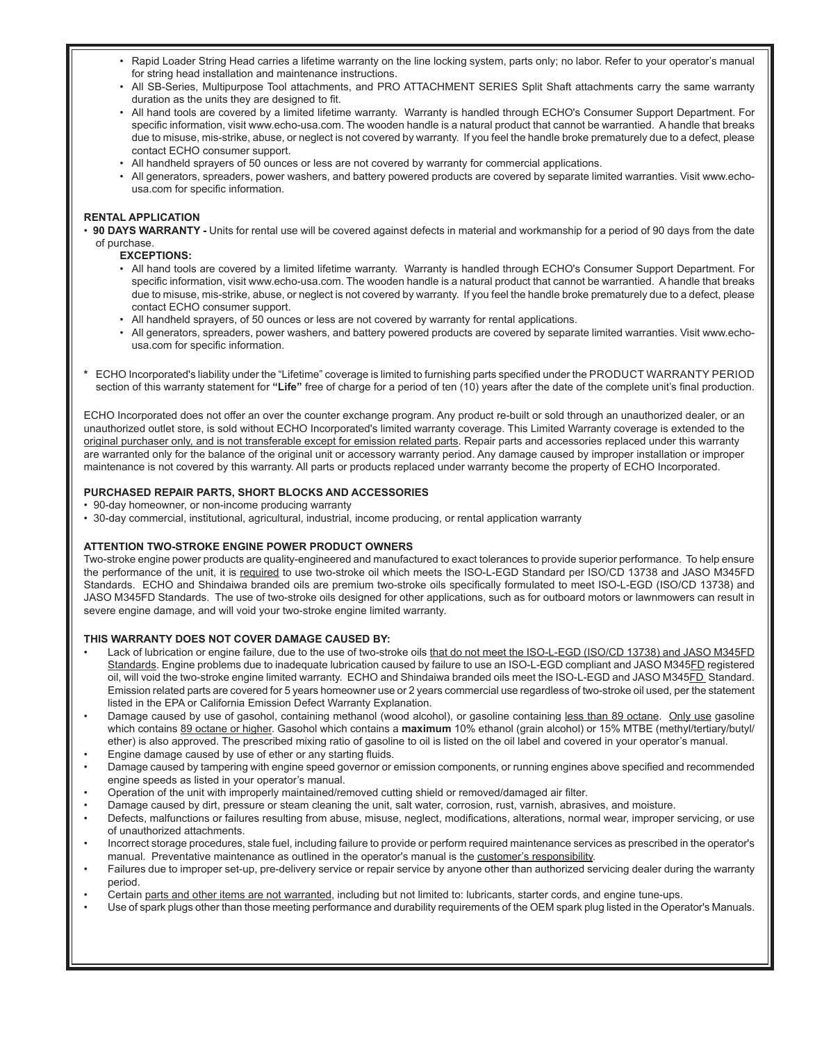- Rapid Loader String Head carries a lifetime warranty on the line locking system, parts only; no labor. Refer to your operator's manual for string head installation and maintenance instructions.
- All SB-Series, Multipurpose Tool attachments, and PRO ATTACHMENT SERIES Split Shaft attachments carry the same warranty duration as the units they are designed to fit.
- All hand tools are covered by a limited lifetime warranty. Warranty is handled through ECHO's Consumer Support Department. For specific information, visit www.echo-usa.com. The wooden handle is a natural product that cannot be warrantied. A handle that breaks due to misuse, mis-strike, abuse, or neglect is not covered by warranty. If you feel the handle broke prematurely due to a defect, please contact ECHO consumer support.
- All handheld sprayers of 50 ounces or less are not covered by warranty for commercial applications.
- All generators, spreaders, power washers, and battery powered products are covered by separate limited warranties. Visit www.echo-usa.com for specific information.

**RENTAL APPLICATION**

- **90 DAYS WARRANTY -** Units for rental use will be covered against defects in material and workmanship for a period of 90 days from the date of purchase.

  **EXCEPTIONS:**

  - All hand tools are covered by a limited lifetime warranty. Warranty is handled through ECHO's Consumer Support Department. For specific information, visit www.echo-usa.com. The wooden handle is a natural product that cannot be warrantied. A handle that breaks due to misuse, mis-strike, abuse, or neglect is not covered by warranty. If you feel the handle broke prematurely due to a defect, please contact ECHO consumer support.
  - All handheld sprayers, of 50 ounces or less are not covered by warranty for rental applications.
  - All generators, spreaders, power washers, and battery powered products are covered by separate limited warranties. Visit www.echo-usa.com for specific information.

\* ECHO Incorporated's liability under the "Lifetime" coverage is limited to furnishing parts specified under the PRODUCT WARRANTY PERIOD section of this warranty statement for **"Life"** free of charge for a period of ten (10) years after the date of the complete unit's final production.

ECHO Incorporated does not offer an over the counter exchange program. Any product re-built or sold through an unauthorized dealer, or an unauthorized outlet store, is sold without ECHO Incorporated's limited warranty coverage. This Limited Warranty coverage is extended to the original purchaser only, and is not transferable except for emission related parts. Repair parts and accessories replaced under this warranty are warranted only for the balance of the original unit or accessory warranty period. Any damage caused by improper installation or improper maintenance is not covered by this warranty. All parts or products replaced under warranty become the property of ECHO Incorporated.

**PURCHASED REPAIR PARTS, SHORT BLOCKS AND ACCESSORIES**

- 90-day homeowner, or non-income producing warranty
- 30-day commercial, institutional, agricultural, industrial, income producing, or rental application warranty

**ATTENTION TWO-STROKE ENGINE POWER PRODUCT OWNERS**

Two-stroke engine power products are quality-engineered and manufactured to exact tolerances to provide superior performance. To help ensure the performance of the unit, it is required to use two-stroke oil which meets the ISO-L-EGD Standard per ISO/CD 13738 and JASO M345FD Standards. ECHO and Shindaiwa branded oils are premium two-stroke oils specifically formulated to meet ISO-L-EGD (ISO/CD 13738) and JASO M345FD Standards. The use of two-stroke oils designed for other applications, such as for outboard motors or lawnmowers can result in severe engine damage, and will void your two-stroke engine limited warranty.

**THIS WARRANTY DOES NOT COVER DAMAGE CAUSED BY:**

- Lack of lubrication or engine failure, due to the use of two-stroke oils that do not meet the ISO-L-EGD (ISO/CD 13738) and JASO M345FD Standards. Engine problems due to inadequate lubrication caused by failure to use an ISO-L-EGD compliant and JASO M345FD registered oil, will void the two-stroke engine limited warranty. ECHO and Shindaiwa branded oils meet the ISO-L-EGD and JASO M345FD Standard. Emission related parts are covered for 5 years homeowner use or 2 years commercial use regardless of two-stroke oil used, per the statement listed in the EPA or California Emission Defect Warranty Explanation.
- Damage caused by use of gasohol, containing methanol (wood alcohol), or gasoline containing less than 89 octane. Only use gasoline which contains 89 octane or higher. Gasohol which contains a **maximum** 10% ethanol (grain alcohol) or 15% MTBE (methyl/tertiary/butyl/ether) is also approved. The prescribed mixing ratio of gasoline to oil is listed on the oil label and covered in your operator's manual.
- Engine damage caused by use of ether or any starting fluids.
- Damage caused by tampering with engine speed governor or emission components, or running engines above specified and recommended engine speeds as listed in your operator's manual.
- Operation of the unit with improperly maintained/removed cutting shield or removed/damaged air filter.
- Damage caused by dirt, pressure or steam cleaning the unit, salt water, corrosion, rust, varnish, abrasives, and moisture.
- Defects, malfunctions or failures resulting from abuse, misuse, neglect, modifications, alterations, normal wear, improper servicing, or use of unauthorized attachments.
- Incorrect storage procedures, stale fuel, including failure to provide or perform required maintenance services as prescribed in the operator's manual. Preventative maintenance as outlined in the operator's manual is the customer's responsibility.
- Failures due to improper set-up, pre-delivery service or repair service by anyone other than authorized servicing dealer during the warranty period.
- Certain parts and other items are not warranted, including but not limited to: lubricants, starter cords, and engine tune-ups.
- Use of spark plugs other than those meeting performance and durability requirements of the OEM spark plug listed in the Operator's Manuals.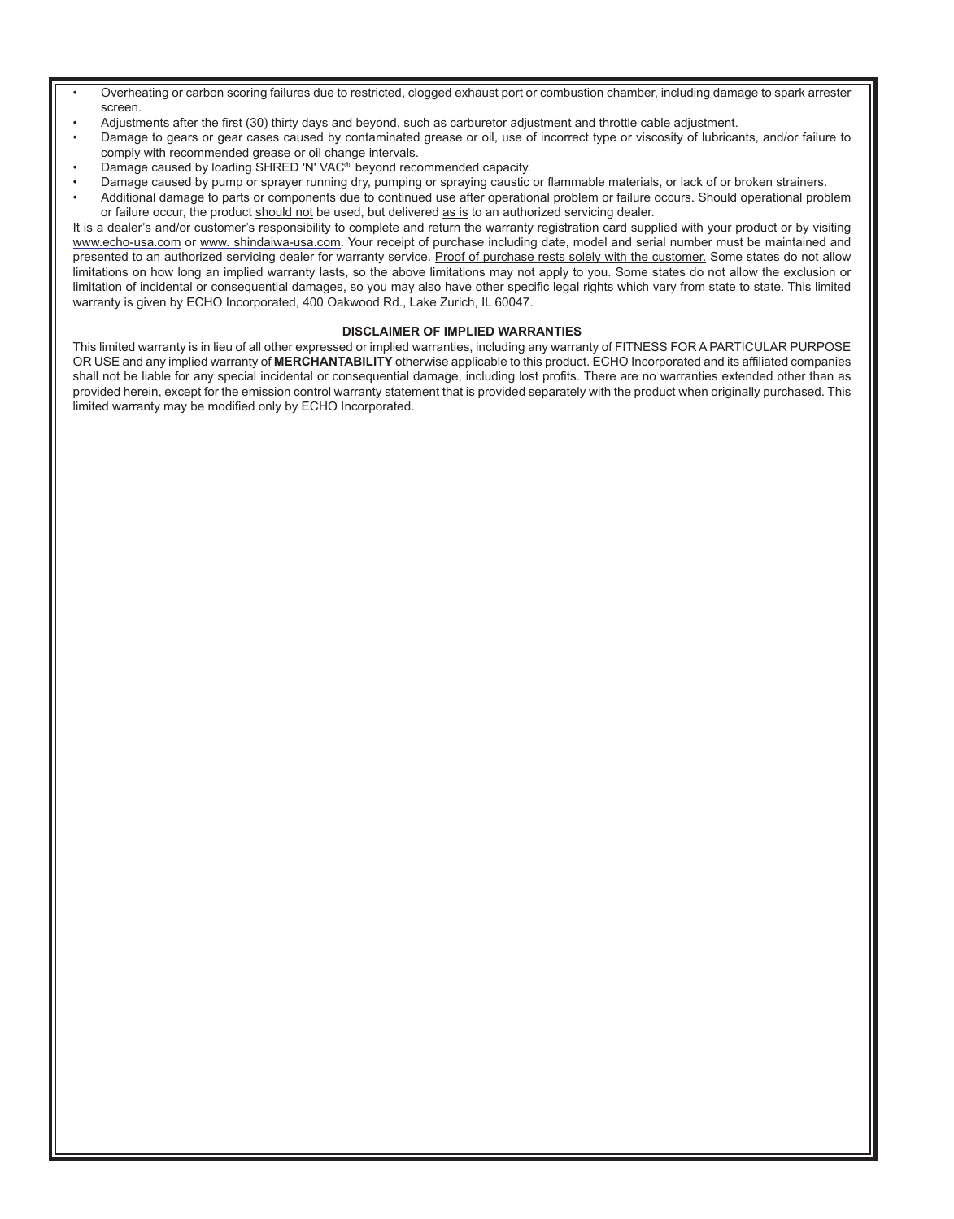- Overheating or carbon scoring failures due to restricted, clogged exhaust port or combustion chamber, including damage to spark arrester screen.
- Adjustments after the first (30) thirty days and beyond, such as carburetor adjustment and throttle cable adjustment.
- Damage to gears or gear cases caused by contaminated grease or oil, use of incorrect type or viscosity of lubricants, and/or failure to comply with recommended grease or oil change intervals.
- Damage caused by loading SHRED 'N' VAC® beyond recommended capacity.
- Damage caused by pump or sprayer running dry, pumping or spraying caustic or flammable materials, or lack of or broken strainers.
- Additional damage to parts or components due to continued use after operational problem or failure occurs. Should operational problem or failure occur, the product should not be used, but delivered as is to an authorized servicing dealer.

It is a dealer's and/or customer's responsibility to complete and return the warranty registration card supplied with your product or by visiting www.echo-usa.com or www. shindaiwa-usa.com. Your receipt of purchase including date, model and serial number must be maintained and presented to an authorized servicing dealer for warranty service. Proof of purchase rests solely with the customer. Some states do not allow limitations on how long an implied warranty lasts, so the above limitations may not apply to you. Some states do not allow the exclusion or limitation of incidental or consequential damages, so you may also have other specific legal rights which vary from state to state. This limited warranty is given by ECHO Incorporated, 400 Oakwood Rd., Lake Zurich, IL 60047.

**DISCLAIMER OF IMPLIED WARRANTIES**

This limited warranty is in lieu of all other expressed or implied warranties, including any warranty of FITNESS FOR A PARTICULAR PURPOSE OR USE and any implied warranty of **MERCHANTABILITY** otherwise applicable to this product. ECHO Incorporated and its affiliated companies shall not be liable for any special incidental or consequential damage, including lost profits. There are no warranties extended other than as provided herein, except for the emission control warranty statement that is provided separately with the product when originally purchased. This limited warranty may be modified only by ECHO Incorporated.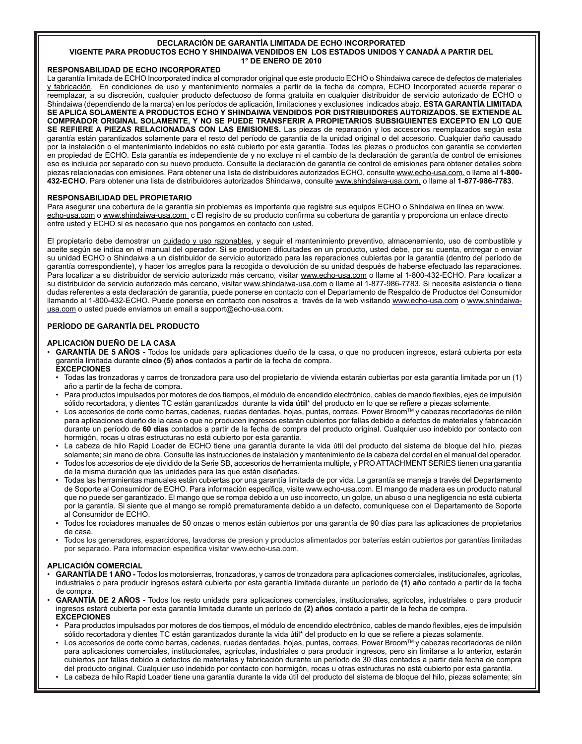**DECLARACIÓN DE GARANTÍA LIMITADA DE ECHO INCORPORATED**
**VIGENTE PARA PRODUCTOS ECHO Y SHINDAIWA VENDIDOS EN LOS ESTADOS UNIDOS Y CANADÁ A PARTIR DEL 1° DE ENERO DE 2010**

**RESPONSABILIDAD DE ECHO INCORPORATED**

La garantía limitada de ECHO Incorporated indica al comprador original que este producto ECHO o Shindaiwa carece de defectos de materiales y fabricación. En condiciones de uso y mantenimiento normales a partir de la fecha de compra, ECHO Incorporated acuerda reparar o reemplazar, a su discreción, cualquier producto defectuoso de forma gratuita en cualquier distribuidor de servicio autorizado de ECHO o Shindaiwa (dependiendo de la marca) en los períodos de aplicación, limitaciones y exclusiones indicados abajo. **ESTA GARANTÍA LIMITADA SE APLICA SOLAMENTE A PRODUCTOS ECHO Y SHINDAIWA VENDIDOS POR DISTRIBUIDORES AUTORIZADOS. SE EXTIENDE AL COMPRADOR ORIGINAL SOLAMENTE, Y NO SE PUEDE TRANSFERIR A PROPIETARIOS SUBSIGUIENTES EXCEPTO EN LO QUE SE REFIERE A PIEZAS RELACIONADAS CON LAS EMISIONES.** Las piezas de reparación y los accesorios reemplazados según esta garantía están garantizados solamente para el resto del período de garantía de la unidad original o del accesorio. Cualquier daño causado por la instalación o el mantenimiento indebidos no está cubierto por esta garantía. Todas las piezas o productos con garantía se convierten en propiedad de ECHO. Esta garantía es independiente de y no excluye ni el cambio de la declaración de garantía de control de emisiones eso es incluida por separado con su nuevo producto. Consulte la declaración de garantía de control de emisiones para obtener detalles sobre piezas relacionadas con emisiones. Para obtener una lista de distribuidores autorizados ECHO, consulte www.echo-usa.com. o llame al **1-800-432-ECHO**. Para obtener una lista de distribuidores autorizados Shindaiwa, consulte www.shindaiwa-usa.com. o llame al **1-877-986-7783**.

**RESPONSABILIDAD DEL PROPIETARIO**

Para asegurar una cobertura de la garantía sin problemas es importante que registre sus equipos ECHO o Shindaiwa en línea en www.echo-usa.com o www.shindaiwa-usa.com c El registro de su producto confirma su cobertura de garantía y proporciona un enlace directo entre usted y ECHO si es necesario que nos pongamos en contacto con usted.

El propietario debe demostrar un cuidado y uso razonables, y seguir el mantenimiento preventivo, almacenamiento, uso de combustible y aceite según se indica en el manual del operador. Si se producen dificultades en un producto, usted debe, por su cuenta, entregar o enviar su unidad ECHO o Shindaiwa a un distribuidor de servicio autorizado para las reparaciones cubiertas por la garantía (dentro del período de garantía correspondiente), y hacer los arreglos para la recogida o devolución de su unidad después de haberse efectuado las reparaciones. Para localizar a su distribuidor de servicio autorizado más cercano, visitar www.echo-usa.com o llame al 1-800-432-ECHO. Para localizar a su distribuidor de servicio autorizado más cercano, visitar www.shindaiwa-usa.com o llame al 1-877-986-7783. Si necesita asistencia o tiene dudas referentes a esta declaración de garantía, puede ponerse en contacto con el Departamento de Respaldo de Productos del Consumidor llamando al 1-800-432-ECHO. Puede ponerse en contacto con nosotros a través de la web visitando www.echo-usa.com o www.shindaiwa-usa.com o usted puede enviarnos un email a support@echo-usa.com.

**PERÍODO DE GARANTÍA DEL PRODUCTO**

**APLICACIÓN DUEÑO DE LA CASA**

- **GARANTÍA DE 5 AÑOS -** Todos los unidads para aplicaciones dueño de la casa, o que no producen ingresos, estará cubierta por esta garantía limitada durante **cinco (5) años** contados a partir de la fecha de compra.
  **EXCEPCIONES**
  - Todas las tronzadoras y carros de tronzadora para uso del propietario de vivienda estarán cubiertas por esta garantía limitada por un (1) año a partir de la fecha de compra.
  - Para productos impulsados por motores de dos tiempos, el módulo de encendido electrónico, cables de mando flexibles, ejes de impulsión sólido recortadora, y dientes TC están garantizados durante la **vida útil**\* del producto en lo que se refiere a piezas solamente.
  - Los accesorios de corte como barras, cadenas, ruedas dentadas, hojas, puntas, correas, Power Broom™ y cabezas recortadoras de nilón para aplicaciones dueño de la casa o que no producen ingresos estarán cubiertos por fallas debido a defectos de materiales y fabricación durante un período de **60 días** contados a partir de la fecha de compra del producto original. Cualquier uso indebido por contacto con hormigón, rocas u otras estructuras no está cubierto por esta garantía.
  - La cabeza de hilo Rapid Loader de ECHO tiene una garantía durante la vida útil del producto del sistema de bloque del hilo, piezas solamente; sin mano de obra. Consulte las instrucciones de instalación y mantenimiento de la cabeza del cordel en el manual del operador.
  - Todos los accesorios de eje dividido de la Serie SB, accesorios de herramienta multiple, y PRO ATTACHMENT SERIES tienen una garantía de la misma duración que las unidades para las que están diseñadas.
  - Todas las herramientas manuales están cubiertas por una garantía limitada de por vida. La garantía se maneja a través del Departamento de Soporte al Consumidor de ECHO. Para información específica, visite www.echo-usa.com. El mango de madera es un producto natural que no puede ser garantizado. El mango que se rompa debido a un uso incorrecto, un golpe, un abuso o una negligencia no está cubierta por la garantía. Si siente que el mango se rompió prematuramente debido a un defecto, comuníquese con el Departamento de Soporte al Consumidor de ECHO.
  - Todos los rociadores manuales de 50 onzas o menos están cubiertos por una garantía de 90 días para las aplicaciones de propietarios de casa.
  - Todos los generadores, esparcidores, lavadoras de presion y productos alimentados por baterías están cubiertos por garantías limitadas por separado. Para informacion especifica visitar www.echo-usa.com.

**APLICACIÓN COMERCIAL**

- **GARANTÍA DE 1 AÑO -** Todos los motorsierras, tronzadoras, y carros de tronzadora para aplicaciones comerciales, institucionales, agrícolas, industriales o para producir ingresos estará cubierta por esta garantía limitada durante un período de **(1) año** contado a partir de la fecha de compra.
- **GARANTÍA DE 2 AÑOS -** Todos los resto unidads para aplicaciones comerciales, institucionales, agrícolas, industriales o para producir ingresos estará cubierta por esta garantía limitada durante un período de **(2) años** contado a partir de la fecha de compra.
  **EXCEPCIONES**
  - Para productos impulsados por motores de dos tiempos, el módulo de encendido electrónico, cables de mando flexibles, ejes de impulsión sólido recortadora y dientes TC están garantizados durante la vida útil\* del producto en lo que se refiere a piezas solamente.
  - Los accesorios de corte como barras, cadenas, ruedas dentadas, hojas, puntas, correas, Power Broom™ y cabezas recortadoras de nilón para aplicaciones comerciales, institucionales, agrícolas, industriales o para producir ingresos, pero sin limitarse a lo anterior, estarán cubiertos por fallas debido a defectos de materiales y fabricación durante un período de 30 días contados a partir dela fecha de compra del producto original. Cualquier uso indebido por contacto con hormigón, rocas u otras estructuras no está cubierto por esta garantía.
  - La cabeza de hilo Rapid Loader tiene una garantía durante la vida útil del producto del sistema de bloque del hilo, piezas solamente; sin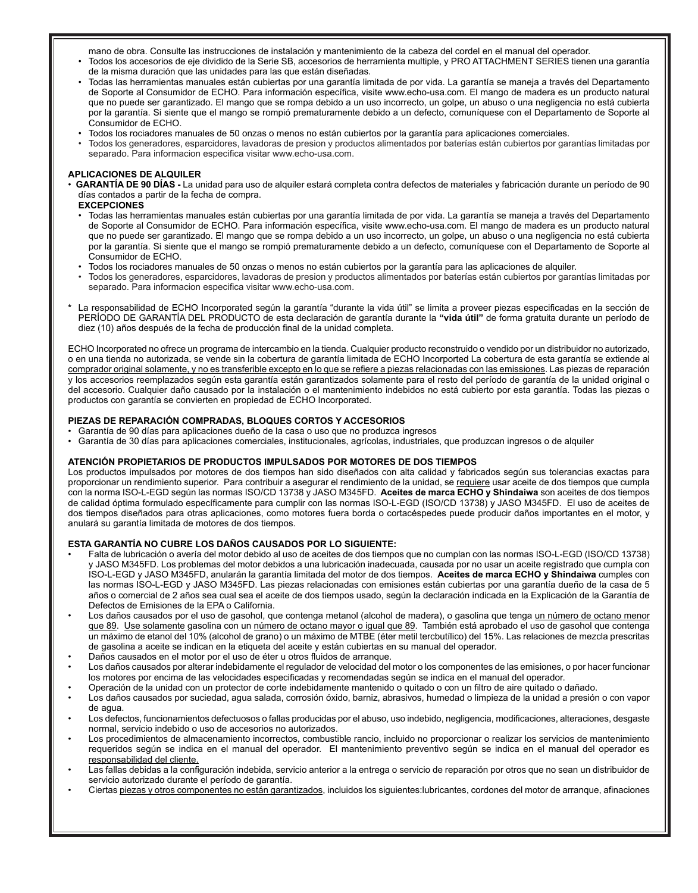mano de obra. Consulte las instrucciones de instalación y mantenimiento de la cabeza del cordel en el manual del operador.

- Todos los accesorios de eje dividido de la Serie SB, accesorios de herramienta multiple, y PRO ATTACHMENT SERIES tienen una garantía de la misma duración que las unidades para las que están diseñadas.
- Todas las herramientas manuales están cubiertas por una garantía limitada de por vida. La garantía se maneja a través del Departamento de Soporte al Consumidor de ECHO. Para información específica, visite www.echo-usa.com. El mango de madera es un producto natural que no puede ser garantizado. El mango que se rompa debido a un uso incorrecto, un golpe, un abuso o una negligencia no está cubierta por la garantía. Si siente que el mango se rompió prematuramente debido a un defecto, comuníquese con el Departamento de Soporte al Consumidor de ECHO.
- Todos los rociadores manuales de 50 onzas o menos no están cubiertos por la garantía para aplicaciones comerciales.
- Todos los generadores, esparcidores, lavadoras de presion y productos alimentados por baterías están cubiertos por garantías limitadas por separado. Para informacion especifica visitar www.echo-usa.com.

**APLICACIONES DE ALQUILER**

- **GARANTÍA DE 90 DÍAS -** La unidad para uso de alquiler estará completa contra defectos de materiales y fabricación durante un período de 90 días contados a partir de la fecha de compra.
  **EXCEPCIONES**
  - Todas las herramientas manuales están cubiertas por una garantía limitada de por vida. La garantía se maneja a través del Departamento de Soporte al Consumidor de ECHO. Para información específica, visite www.echo-usa.com. El mango de madera es un producto natural que no puede ser garantizado. El mango que se rompa debido a un uso incorrecto, un golpe, un abuso o una negligencia no está cubierta por la garantía. Si siente que el mango se rompió prematuramente debido a un defecto, comuníquese con el Departamento de Soporte al Consumidor de ECHO.
  - Todos los rociadores manuales de 50 onzas o menos no están cubiertos por la garantía para las aplicaciones de alquiler.
  - Todos los generadores, esparcidores, lavadoras de presion y productos alimentados por baterías están cubiertos por garantías limitadas por separado. Para informacion especifica visitar www.echo-usa.com.

**\*** La responsabilidad de ECHO Incorporated según la garantía "durante la vida útil" se limita a proveer piezas especificadas en la sección de PERÍODO DE GARANTÍA DEL PRODUCTO de esta declaración de garantía durante la **"vida útil"** de forma gratuita durante un período de diez (10) años después de la fecha de producción final de la unidad completa.

ECHO Incorporated no ofrece un programa de intercambio en la tienda. Cualquier producto reconstruido o vendido por un distribuidor no autorizado, o en una tienda no autorizada, se vende sin la cobertura de garantía limitada de ECHO Incorported La cobertura de esta garantía se extiende al comprador original solamente, y no es transferible excepto en lo que se refiere a piezas relacionadas con las emisiones. Las piezas de reparación y los accesorios reemplazados según esta garantía están garantizados solamente para el resto del período de garantía de la unidad original o del accesorio. Cualquier daño causado por la instalación o el mantenimiento indebidos no está cubierto por esta garantía. Todas las piezas o productos con garantía se convierten en propiedad de ECHO Incorporated.

**PIEZAS DE REPARACIÓN COMPRADAS, BLOQUES CORTOS Y ACCESORIOS**

- Garantía de 90 días para aplicaciones dueño de la casa o uso que no produzca ingresos
- Garantía de 30 días para aplicaciones comerciales, institucionales, agrícolas, industriales, que produzcan ingresos o de alquiler

**ATENCIÓN PROPIETARIOS DE PRODUCTOS IMPULSADOS POR MOTORES DE DOS TIEMPOS**

Los productos impulsados por motores de dos tiempos han sido diseñados con alta calidad y fabricados según sus tolerancias exactas para proporcionar un rendimiento superior. Para contribuir a asegurar el rendimiento de la unidad, se requiere usar aceite de dos tiempos que cumpla con la norma ISO-L-EGD según las normas ISO/CD 13738 y JASO M345FD. **Aceites de marca ECHO y Shindaiwa** son aceites de dos tiempos de calidad óptima formulado específicamente para cumplir con las normas ISO-L-EGD (ISO/CD 13738) y JASO M345FD. El uso de aceites de dos tiempos diseñados para otras aplicaciones, como motores fuera borda o cortacéspedes puede producir daños importantes en el motor, y anulará su garantía limitada de motores de dos tiempos.

**ESTA GARANTÍA NO CUBRE LOS DAÑOS CAUSADOS POR LO SIGUIENTE:**

- Falta de lubricación o avería del motor debido al uso de aceites de dos tiempos que no cumplan con las normas ISO-L-EGD (ISO/CD 13738) y JASO M345FD. Los problemas del motor debidos a una lubricación inadecuada, causada por no usar un aceite registrado que cumpla con ISO-L-EGD y JASO M345FD, anularán la garantía limitada del motor de dos tiempos. **Aceites de marca ECHO y Shindaiwa** cumples con las normas ISO-L-EGD y JASO M345FD. Las piezas relacionadas con emisiones están cubiertas por una garantía dueño de la casa de 5 años o comercial de 2 años sea cual sea el aceite de dos tiempos usado, según la declaración indicada en la Explicación de la Garantía de Defectos de Emisiones de la EPA o California.
- Los daños causados por el uso de gasohol, que contenga metanol (alcohol de madera), o gasolina que tenga un número de octano menor que 89. Use solamente gasolina con un número de octano mayor o igual que 89. También está aprobado el uso de gasohol que contenga un máximo de etanol del 10% (alcohol de grano) o un máximo de MTBE (éter metil tercbutílico) del 15%. Las relaciones de mezcla prescritas de gasolina a aceite se indican en la etiqueta del aceite y están cubiertas en su manual del operador.
- Daños causados en el motor por el uso de éter u otros fluidos de arranque.
- Los daños causados por alterar indebidamente el regulador de velocidad del motor o los componentes de las emisiones, o por hacer funcionar los motores por encima de las velocidades especificadas y recomendadas según se indica en el manual del operador.
- Operación de la unidad con un protector de corte indebidamente mantenido o quitado o con un filtro de aire quitado o dañado.
- Los daños causados por suciedad, agua salada, corrosión óxido, barniz, abrasivos, humedad o limpieza de la unidad a presión o con vapor de agua.
- Los defectos, funcionamientos defectuosos o fallas producidas por el abuso, uso indebido, negligencia, modificaciones, alteraciones, desgaste normal, servicio indebido o uso de accesorios no autorizados.
- Los procedimientos de almacenamiento incorrectos, combustible rancio, incluido no proporcionar o realizar los servicios de mantenimiento requeridos según se indica en el manual del operador. El mantenimiento preventivo según se indica en el manual del operador es responsabilidad del cliente.
- Las fallas debidas a la configuración indebida, servicio anterior a la entrega o servicio de reparación por otros que no sean un distribuidor de servicio autorizado durante el período de garantía.
- Ciertas piezas y otros componentes no están garantizados, incluidos los siguientes:lubricantes, cordones del motor de arranque, afinaciones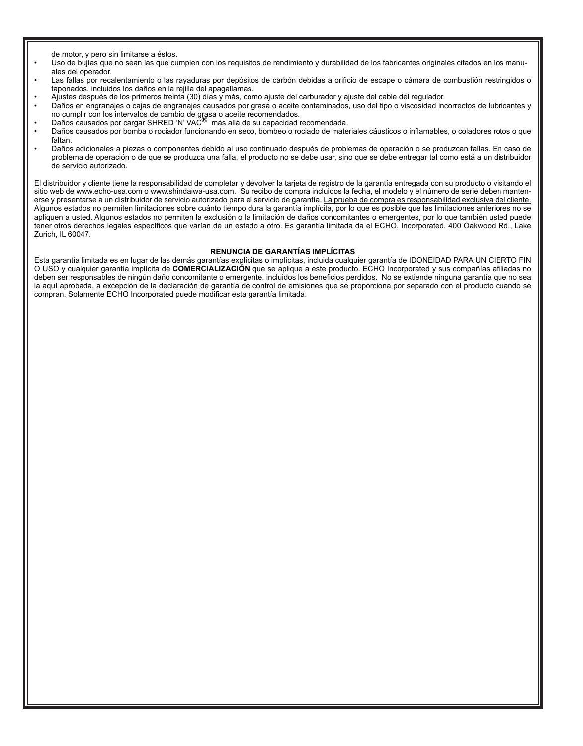de motor, y pero sin limitarse a éstos.

- Uso de bujías que no sean las que cumplen con los requisitos de rendimiento y durabilidad de los fabricantes originales citados en los manuales del operador.
- Las fallas por recalentamiento o las rayaduras por depósitos de carbón debidas a orificio de escape o cámara de combustión restringidos o taponados, incluidos los daños en la rejilla del apagallamas.
- Ajustes después de los primeros treinta (30) días y más, como ajuste del carburador y ajuste del cable del regulador.
- Daños en engranajes o cajas de engranajes causados por grasa o aceite contaminados, uso del tipo o viscosidad incorrectos de lubricantes y no cumplir con los intervalos de cambio de grasa o aceite recomendados.
- Daños causados por cargar SHRED 'N' VAC® más allá de su capacidad recomendada.
- Daños causados por bomba o rociador funcionando en seco, bombeo o rociado de materiales cáusticos o inflamables, o coladores rotos o que faltan.
- Daños adicionales a piezas o componentes debido al uso continuado después de problemas de operación o se produzcan fallas. En caso de problema de operación o de que se produzca una falla, el producto no se debe usar, sino que se debe entregar tal como está a un distribuidor de servicio autorizado.

El distribuidor y cliente tiene la responsabilidad de completar y devolver la tarjeta de registro de la garantía entregada con su producto o visitando el sitio web de www.echo-usa.com o www.shindaiwa-usa.com. Su recibo de compra incluidos la fecha, el modelo y el número de serie deben mantenerse y presentarse a un distribuidor de servicio autorizado para el servicio de garantía. La prueba de compra es responsabilidad exclusiva del cliente. Algunos estados no permiten limitaciones sobre cuánto tiempo dura la garantía implícita, por lo que es posible que las limitaciones anteriores no se apliquen a usted. Algunos estados no permiten la exclusión o la limitación de daños concomitantes o emergentes, por lo que también usted puede tener otros derechos legales específicos que varían de un estado a otro. Es garantía limitada da el ECHO, Incorporated, 400 Oakwood Rd., Lake Zurich, IL 60047.

**RENUNCIA DE GARANTÍAS IMPLÍCITAS**

Esta garantía limitada es en lugar de las demás garantías explícitas o implícitas, incluida cualquier garantía de IDONEIDAD PARA UN CIERTO FIN O USO y cualquier garantía implícita de **COMERCIALIZACIÓN** que se aplique a este producto. ECHO Incorporated y sus compañías afiliadas no deben ser responsables de ningún daño concomitante o emergente, incluidos los beneficios perdidos. No se extiende ninguna garantía que no sea la aquí aprobada, a excepción de la declaración de garantía de control de emisiones que se proporciona por separado con el producto cuando se compran. Solamente ECHO Incorporated puede modificar esta garantía limitada.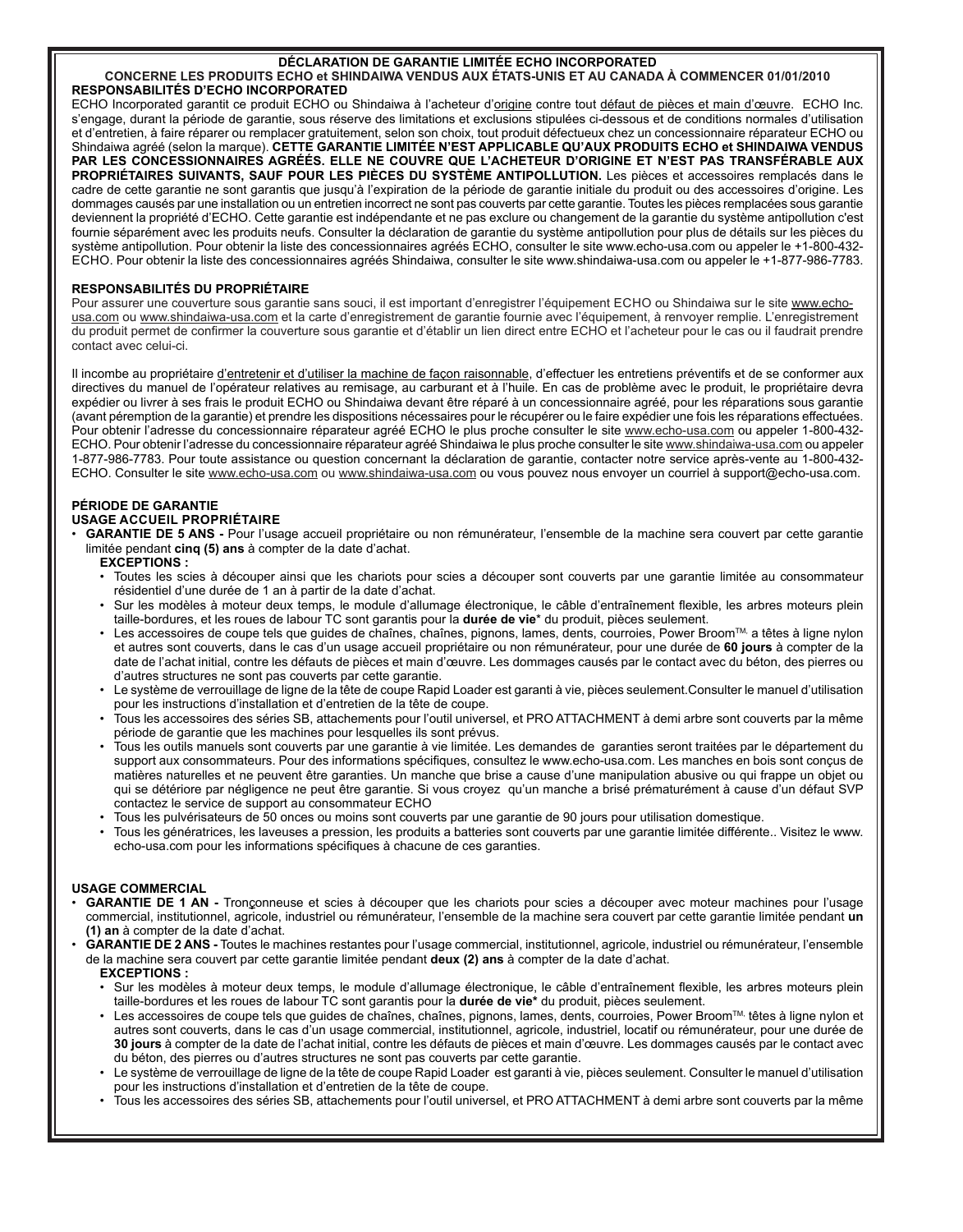**DÉCLARATION DE GARANTIE LIMITÉE ECHO INCORPORATED**

**CONCERNE LES PRODUITS ECHO et SHINDAIWA VENDUS AUX ÉTATS-UNIS ET AU CANADA À COMMENCER 01/01/2010**

**RESPONSABILITÉS D'ECHO INCORPORATED**

ECHO Incorporated garantit ce produit ECHO ou Shindaiwa à l'acheteur d'origine contre tout défaut de pièces et main d'œuvre. ECHO Inc. s'engage, durant la période de garantie, sous réserve des limitations et exclusions stipulées ci-dessous et de conditions normales d'utilisation et d'entretien, à faire réparer ou remplacer gratuitement, selon son choix, tout produit défectueux chez un concessionnaire réparateur ECHO ou Shindaiwa agréé (selon la marque). **CETTE GARANTIE LIMITÉE N'EST APPLICABLE QU'AUX PRODUITS ECHO et SHINDAIWA VENDUS PAR LES CONCESSIONNAIRES AGRÉÉS. ELLE NE COUVRE QUE L'ACHETEUR D'ORIGINE ET N'EST PAS TRANSFÉRABLE AUX PROPRIÉTAIRES SUIVANTS, SAUF POUR LES PIÈCES DU SYSTÈME ANTIPOLLUTION.** Les pièces et accessoires remplacés dans le cadre de cette garantie ne sont garantis que jusqu'à l'expiration de la période de garantie initiale du produit ou des accessoires d'origine. Les dommages causés par une installation ou un entretien incorrect ne sont pas couverts par cette garantie. Toutes les pièces remplacées sous garantie deviennent la propriété d'ECHO. Cette garantie est indépendante et ne pas exclure ou changement de la garantie du système antipollution c'est fournie séparément avec les produits neufs. Consulter la déclaration de garantie du système antipollution pour plus de détails sur les pièces du système antipollution. Pour obtenir la liste des concessionnaires agréés ECHO, consulter le site www.echo-usa.com ou appeler le +1-800-432-ECHO. Pour obtenir la liste des concessionnaires agréés Shindaiwa, consulter le site www.shindaiwa-usa.com ou appeler le +1-877-986-7783.

**RESPONSABILITÉS DU PROPRIÉTAIRE**

Pour assurer une couverture sous garantie sans souci, il est important d'enregistrer l'équipement ECHO ou Shindaiwa sur le site www.echo-usa.com ou www.shindaiwa-usa.com et la carte d'enregistrement de garantie fournie avec l'équipement, à renvoyer remplie. L'enregistrement du produit permet de confirmer la couverture sous garantie et d'établir un lien direct entre ECHO et l'acheteur pour le cas ou il faudrait prendre contact avec celui-ci.

Il incombe au propriétaire d'entretenir et d'utiliser la machine de façon raisonnable, d'effectuer les entretiens préventifs et de se conformer aux directives du manuel de l'opérateur relatives au remisage, au carburant et à l'huile. En cas de problème avec le produit, le propriétaire devra expédier ou livrer à ses frais le produit ECHO ou Shindaiwa devant être réparé à un concessionnaire agréé, pour les réparations sous garantie (avant péremption de la garantie) et prendre les dispositions nécessaires pour le récupérer ou le faire expédier une fois les réparations effectuées. Pour obtenir l'adresse du concessionnaire réparateur agréé ECHO le plus proche consulter le site www.echo-usa.com ou appeler 1-800-432-ECHO. Pour obtenir l'adresse du concessionnaire réparateur agréé Shindaiwa le plus proche consulter le site www.shindaiwa-usa.com ou appeler 1-877-986-7783. Pour toute assistance ou question concernant la déclaration de garantie, contacter notre service après-vente au 1-800-432-ECHO. Consulter le site www.echo-usa.com ou www.shindaiwa-usa.com ou vous pouvez nous envoyer un courriel à support@echo-usa.com.

**PÉRIODE DE GARANTIE**

**USAGE ACCUEIL PROPRIÉTAIRE**

- **GARANTIE DE 5 ANS -** Pour l'usage accueil propriétaire ou non rémunérateur, l'ensemble de la machine sera couvert par cette garantie limitée pendant **cinq (5) ans** à compter de la date d'achat.

  **EXCEPTIONS :**
  - Toutes les scies à découper ainsi que les chariots pour scies a découper sont couverts par une garantie limitée au consommateur résidentiel d'une durée de 1 an à partir de la date d'achat.
  - Sur les modèles à moteur deux temps, le module d'allumage électronique, le câble d'entraînement flexible, les arbres moteurs plein taille-bordures, et les roues de labour TC sont garantis pour la **durée de vie*** du produit, pièces seulement.
  - Les accessoires de coupe tels que guides de chaînes, chaînes, pignons, lames, dents, courroies, Power Broom™, a têtes à ligne nylon et autres sont couverts, dans le cas d'un usage accueil propriétaire ou non rémunérateur, pour une durée de **60 jours** à compter de la date de l'achat initial, contre les défauts de pièces et main d'œuvre. Les dommages causés par le contact avec du béton, des pierres ou d'autres structures ne sont pas couverts par cette garantie.
  - Le système de verrouillage de ligne de la tête de coupe Rapid Loader est garanti à vie, pièces seulement.Consulter le manuel d'utilisation pour les instructions d'installation et d'entretien de la tête de coupe.
  - Tous les accessoires des séries SB, attachements pour l'outil universel, et PRO ATTACHMENT à demi arbre sont couverts par la même période de garantie que les machines pour lesquelles ils sont prévus.
  - Tous les outils manuels sont couverts par une garantie à vie limitée. Les demandes de garanties seront traitées par le département du support aux consommateurs. Pour des informations spécifiques, consultez le www.echo-usa.com. Les manches en bois sont conçus de matières naturelles et ne peuvent être garanties. Un manche que brise a cause d'une manipulation abusive ou qui frappe un objet ou qui se détériore par négligence ne peut être garantie. Si vous croyez qu'un manche a brisé prématurément à cause d'un défaut SVP contactez le service de support au consommateur ECHO
  - Tous les pulvérisateurs de 50 onces ou moins sont couverts par une garantie de 90 jours pour utilisation domestique.
  - Tous les générateurs, les laveuses a pression, les produits a batteries sont couverts par une garantie limitée différente.. Visitez le www.echo-usa.com pour les informations spécifiques à chacune de ces garanties.

**USAGE COMMERCIAL**

- **GARANTIE DE 1 AN -** Tronçonneuse et scies à découper que les chariots pour scies a découper avec moteur machines pour l'usage commercial, institutionnel, agricole, industriel ou rémunérateur, l'ensemble de la machine sera couvert par cette garantie limitée pendant **un (1) an** à compter de la date d'achat.
- **GARANTIE DE 2 ANS -** Toutes le machines restantes pour l'usage commercial, institutionnel, agricole, industriel ou rémunérateur, l'ensemble de la machine sera couvert par cette garantie limitée pendant **deux (2) ans** à compter de la date d'achat.

  **EXCEPTIONS :**
  - Sur les modèles à moteur deux temps, le module d'allumage électronique, le câble d'entraînement flexible, les arbres moteurs plein taille-bordures et les roues de labour TC sont garantis pour la **durée de vie*** du produit, pièces seulement.
  - Les accessoires de coupe tels que guides de chaînes, chaînes, pignons, lames, dents, courroies, Power Broom™, têtes à ligne nylon et autres sont couverts, dans le cas d'un usage commercial, institutionnel, agricole, industriel, locatif ou rémunérateur, pour une durée de **30 jours** à compter de la date de l'achat initial, contre les défauts de pièces et main d'œuvre. Les dommages causés par le contact avec du béton, des pierres ou d'autres structures ne sont pas couverts par cette garantie.
  - Le système de verrouillage de ligne de la tête de coupe Rapid Loader est garanti à vie, pièces seulement. Consulter le manuel d'utilisation pour les instructions d'installation et d'entretien de la tête de coupe.
  - Tous les accessoires des séries SB, attachements pour l'outil universel, et PRO ATTACHMENT à demi arbre sont couverts par la même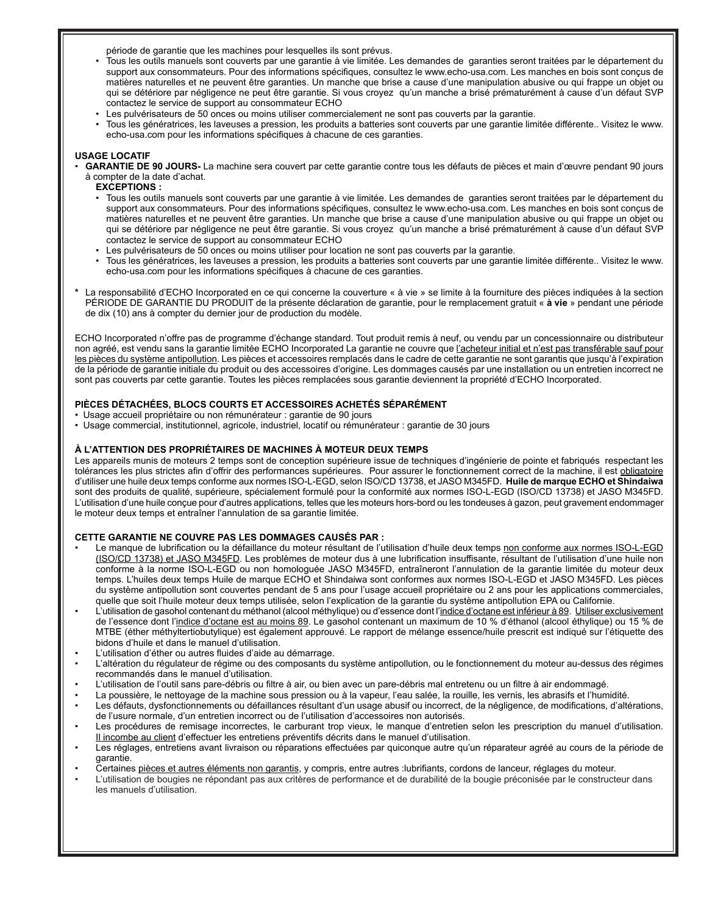période de garantie que les machines pour lesquelles ils sont prévus.

- Tous les outils manuels sont couverts par une garantie à vie limitée. Les demandes de garanties seront traitées par le département du support aux consommateurs. Pour des informations spécifiques, consultez le www.echo-usa.com. Les manches en bois sont conçus de matières naturelles et ne peuvent être garanties. Un manche que brise a cause d'une manipulation abusive ou qui frappe un objet ou qui se détériore par négligence ne peut être garantie. Si vous croyez qu'un manche a brisé prématurément à cause d'un défaut SVP contactez le service de support au consommateur ECHO
- Les pulvérisateurs de 50 onces ou moins utiliser commercialement ne sont pas couverts par la garantie.
- Tous les génératrices, les laveuses a pression, les produits a batteries sont couverts par une garantie limitée différente.. Visitez le www.echo-usa.com pour les informations spécifiques à chacune de ces garanties.

**USAGE LOCATIF**

- **GARANTIE DE 90 JOURS-** La machine sera couvert par cette garantie contre tous les défauts de pièces et main d'œuvre pendant 90 jours à compter de la date d'achat.

  **EXCEPTIONS :**

  - Tous les outils manuels sont couverts par une garantie à vie limitée. Les demandes de garanties seront traitées par le département du support aux consommateurs. Pour des informations spécifiques, consultez le www.echo-usa.com. Les manches en bois sont conçus de matières naturelles et ne peuvent être garanties. Un manche que brise a cause d'une manipulation abusive ou qui frappe un objet ou qui se détériore par négligence ne peut être garantie. Si vous croyez qu'un manche a brisé prématurément à cause d'un défaut SVP contactez le service de support au consommateur ECHO
  - Les pulvérisateurs de 50 onces ou moins utiliser pour location ne sont pas couverts par la garantie.
  - Tous les génératrices, les laveuses a pression, les produits a batteries sont couverts par une garantie limitée différente.. Visitez le www.echo-usa.com pour les informations spécifiques à chacune de ces garanties.

\* La responsabilité d'ECHO Incorporated en ce qui concerne la couverture « à vie » se limite à la fourniture des pièces indiquées à la section PÉRIODE DE GARANTIE DU PRODUIT de la présente déclaration de garantie, pour le remplacement gratuit « **à vie** » pendant une période de dix (10) ans à compter du dernier jour de production du modèle.

ECHO Incorporated n'offre pas de programme d'échange standard. Tout produit remis à neuf, ou vendu par un concessionnaire ou distributeur non agréé, est vendu sans la garantie limitée ECHO Incorporated La garantie ne couvre que l'acheteur initial et n'est pas transférable sauf pour les pièces du système antipollution. Les pièces et accessoires remplacés dans le cadre de cette garantie ne sont garantis que jusqu'à l'expiration de la période de garantie initiale du produit ou des accessoires d'origine. Les dommages causés par une installation ou un entretien incorrect ne sont pas couverts par cette garantie. Toutes les pièces remplacées sous garantie deviennent la propriété d'ECHO Incorporated.

**PIÈCES DÉTACHÉES, BLOCS COURTS ET ACCESSOIRES ACHETÉS SÉPARÉMENT**

- Usage accueil propriétaire ou non rémunérateur : garantie de 90 jours
- Usage commercial, institutionnel, agricole, industriel, locatif ou rémunérateur : garantie de 30 jours

**À L'ATTENTION DES PROPRIÉTAIRES DE MACHINES À MOTEUR DEUX TEMPS**

Les appareils munis de moteurs 2 temps sont de conception supérieure issue de techniques d'ingénierie de pointe et fabriqués respectant les tolérances les plus strictes afin d'offrir des performances supérieures. Pour assurer le fonctionnement correct de la machine, il est obligatoire d'utiliser une huile deux temps conforme aux normes ISO-L-EGD, selon ISO/CD 13738, et JASO M345FD. **Huile de marque ECHO et Shindaiwa** sont des produits de qualité, supérieure, spécialement formulé pour la conformité aux normes ISO-L-EGD (ISO/CD 13738) et JASO M345FD. L'utilisation d'une huile conçue pour d'autres applications, telles que les moteurs hors-bord ou les tondeuses à gazon, peut gravement endommager le moteur deux temps et entraîner l'annulation de sa garantie limitée.

**CETTE GARANTIE NE COUVRE PAS LES DOMMAGES CAUSÉS PAR :**

- Le manque de lubrification ou la défaillance du moteur résultant de l'utilisation d'huile deux temps non conforme aux normes ISO-L-EGD (ISO/CD 13738) et JASO M345FD. Les problèmes de moteur dus à une lubrification insuffisante, résultant de l'utilisation d'une huile non conforme à la norme ISO-L-EGD ou non homologuée JASO M345FD, entraîneront l'annulation de la garantie limitée du moteur deux temps. L'huiles deux temps Huile de marque ECHO et Shindaiwa sont conformes aux normes ISO-L-EGD et JASO M345FD. Les pièces du système antipollution sont couvertes pendant de 5 ans pour l'usage accueil propriétaire ou 2 ans pour les applications commerciales, quelle que soit l'huile moteur deux temps utilisée, selon l'explication de la garantie du système antipollution EPA ou Californie.
- L'utilisation de gasohol contenant du méthanol (alcool méthylique) ou d'essence dont l'indice d'octane est inférieur à 89. Utiliser exclusivement de l'essence dont l'indice d'octane est au moins 89. Le gasohol contenant un maximum de 10 % d'éthanol (alcool éthylique) ou 15 % de MTBE (éther méthyltertiobutylique) est également approuvé. Le rapport de mélange essence/huile prescrit est indiqué sur l'étiquette des bidons d'huile et dans le manuel d'utilisation.
- L'utilisation d'éther ou autres fluides d'aide au démarrage.
- L'altération du régulateur de régime ou des composants du système antipollution, ou le fonctionnement du moteur au-dessus des régimes recommandés dans le manuel d'utilisation.
- L'utilisation de l'outil sans pare-débris ou filtre à air, ou bien avec un pare-débris mal entretenu ou un filtre à air endommagé.
- La poussière, le nettoyage de la machine sous pression ou à la vapeur, l'eau salée, la rouille, les vernis, les abrasifs et l'humidité.
- Les défauts, dysfonctionnements ou défaillances résultant d'un usage abusif ou incorrect, de la négligence, de modifications, d'altérations, de l'usure normale, d'un entretien incorrect ou de l'utilisation d'accessoires non autorisés.
- Les procédures de remisage incorrectes, le carburant trop vieux, le manque d'entretien selon les prescription du manuel d'utilisation. Il incombe au client d'effectuer les entretiens préventifs décrits dans le manuel d'utilisation.
- Les réglages, entretiens avant livraison ou réparations effectuées par quiconque autre qu'un réparateur agréé au cours de la période de garantie.
- Certaines pièces et autres éléments non garantis, y compris, entre autres :lubrifiants, cordons de lanceur, réglages du moteur.
- L'utilisation de bougies ne répondant pas aux critères de performance et de durabilité de la bougie préconisée par le constructeur dans les manuels d'utilisation.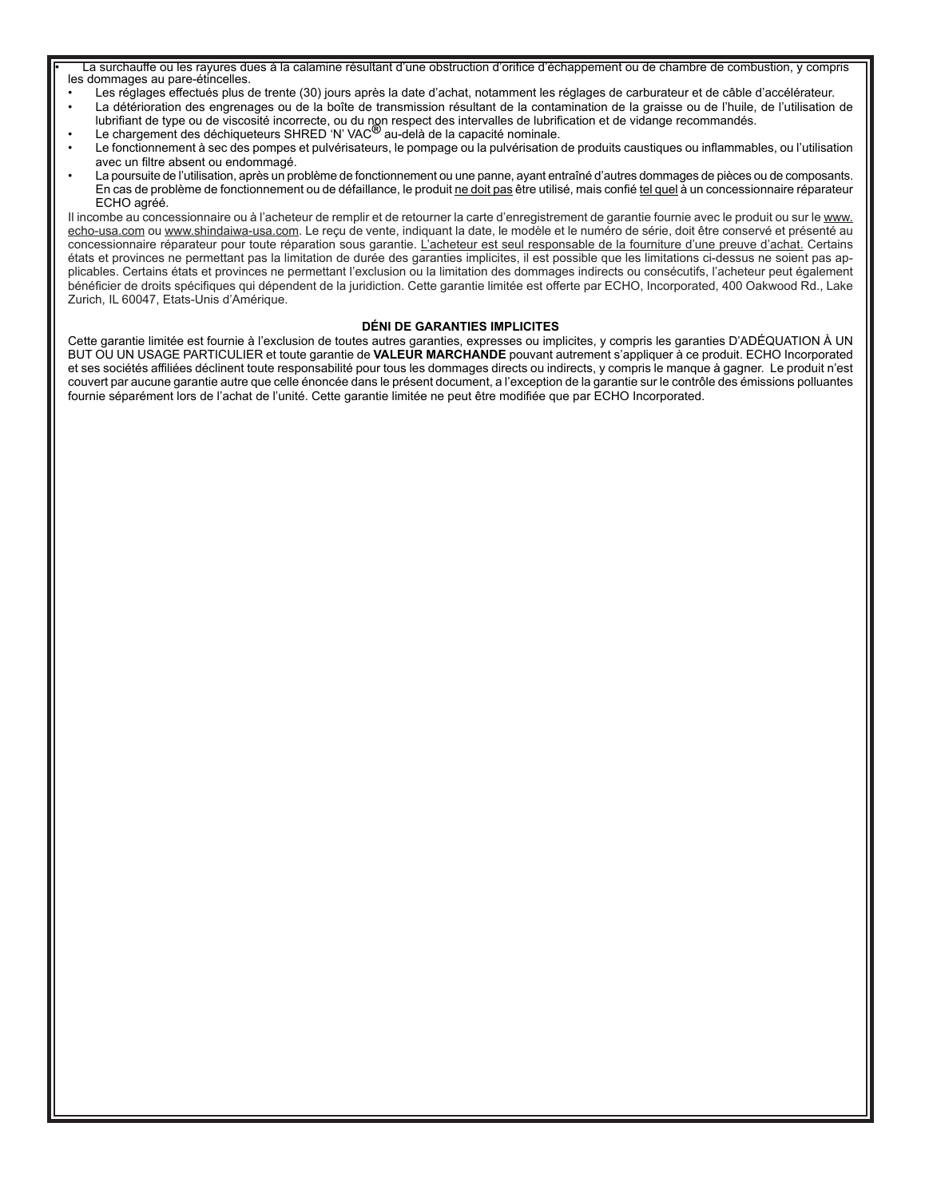- La surchauffe ou les rayures dues à la calamine résultant d'une obstruction d'orifice d'échappement ou de chambre de combustion, y compris les dommages au pare-étincelles.
- Les réglages effectués plus de trente (30) jours après la date d'achat, notamment les réglages de carburateur et de câble d'accélérateur.
- La détérioration des engrenages ou de la boîte de transmission résultant de la contamination de la graisse ou de l'huile, de l'utilisation de lubrifiant de type ou de viscosité incorrecte, ou du non respect des intervalles de lubrification et de vidange recommandés.
- Le chargement des déchiqueteurs SHRED 'N' VAC® au-delà de la capacité nominale.
- Le fonctionnement à sec des pompes et pulvérisateurs, le pompage ou la pulvérisation de produits caustiques ou inflammables, ou l'utilisation avec un filtre absent ou endommagé.
- La poursuite de l'utilisation, après un problème de fonctionnement ou une panne, ayant entraîné d'autres dommages de pièces ou de composants. En cas de problème de fonctionnement ou de défaillance, le produit ne doit pas être utilisé, mais confié tel quel à un concessionnaire réparateur ECHO agréé.

Il incombe au concessionnaire ou à l'acheteur de remplir et de retourner la carte d'enregistrement de garantie fournie avec le produit ou sur le www.echo-usa.com ou www.shindaiwa-usa.com. Le reçu de vente, indiquant la date, le modèle et le numéro de série, doit être conservé et présenté au concessionnaire réparateur pour toute réparation sous garantie. L'acheteur est seul responsable de la fourniture d'une preuve d'achat. Certains états et provinces ne permettant pas la limitation de durée des garanties implicites, il est possible que les limitations ci-dessus ne soient pas applicables. Certains états et provinces ne permettant pas l'exclusion ou la limitation des dommages indirects ou consécutifs, l'acheteur peut également bénéficier de droits spécifiques qui dépendent de la juridiction. Cette garantie limitée est offerte par ECHO, Incorporated, 400 Oakwood Rd., Lake Zurich, IL 60047, Etats-Unis d'Amérique.

**DÉNI DE GARANTIES IMPLICITES**

Cette garantie limitée est fournie à l'exclusion de toutes autres garanties, expresses ou implicites, y compris les garanties D'ADÉQUATION À UN BUT OU UN USAGE PARTICULIER et toute garantie de **VALEUR MARCHANDE** pouvant autrement s'appliquer à ce produit. ECHO Incorporated et ses sociétés affiliées déclinent toute responsabilité pour tous les dommages directs ou indirects, y compris le manque à gagner. Le produit n'est couvert par aucune garantie autre que celle énoncée dans le présent document, a l'exception de la garantie sur le contrôle des émissions polluantes fournie séparément lors de l'achat de l'unité. Cette garantie limitée ne peut être modifiée que par ECHO Incorporated.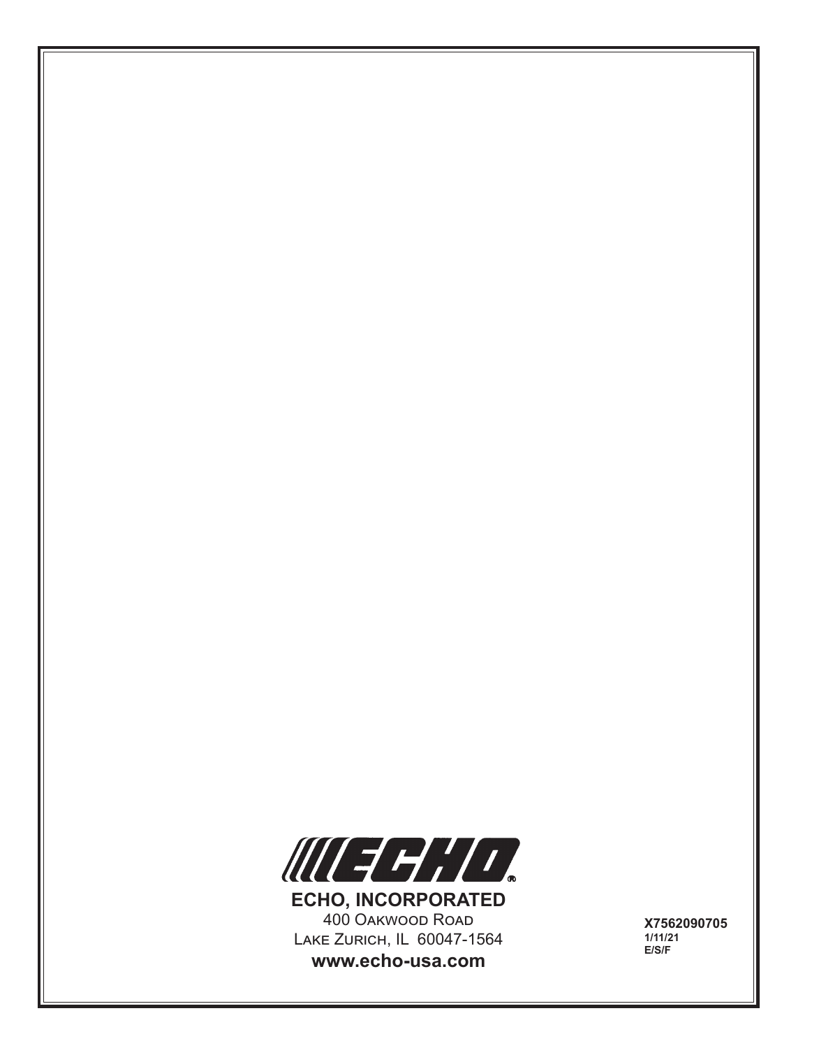**ECHO, INCORPORATED**

400 Oakwood Road

Lake Zurich, IL 60047-1564

**www.echo-usa.com**

**X7562090705**
**1/11/21**
**E/S/F**